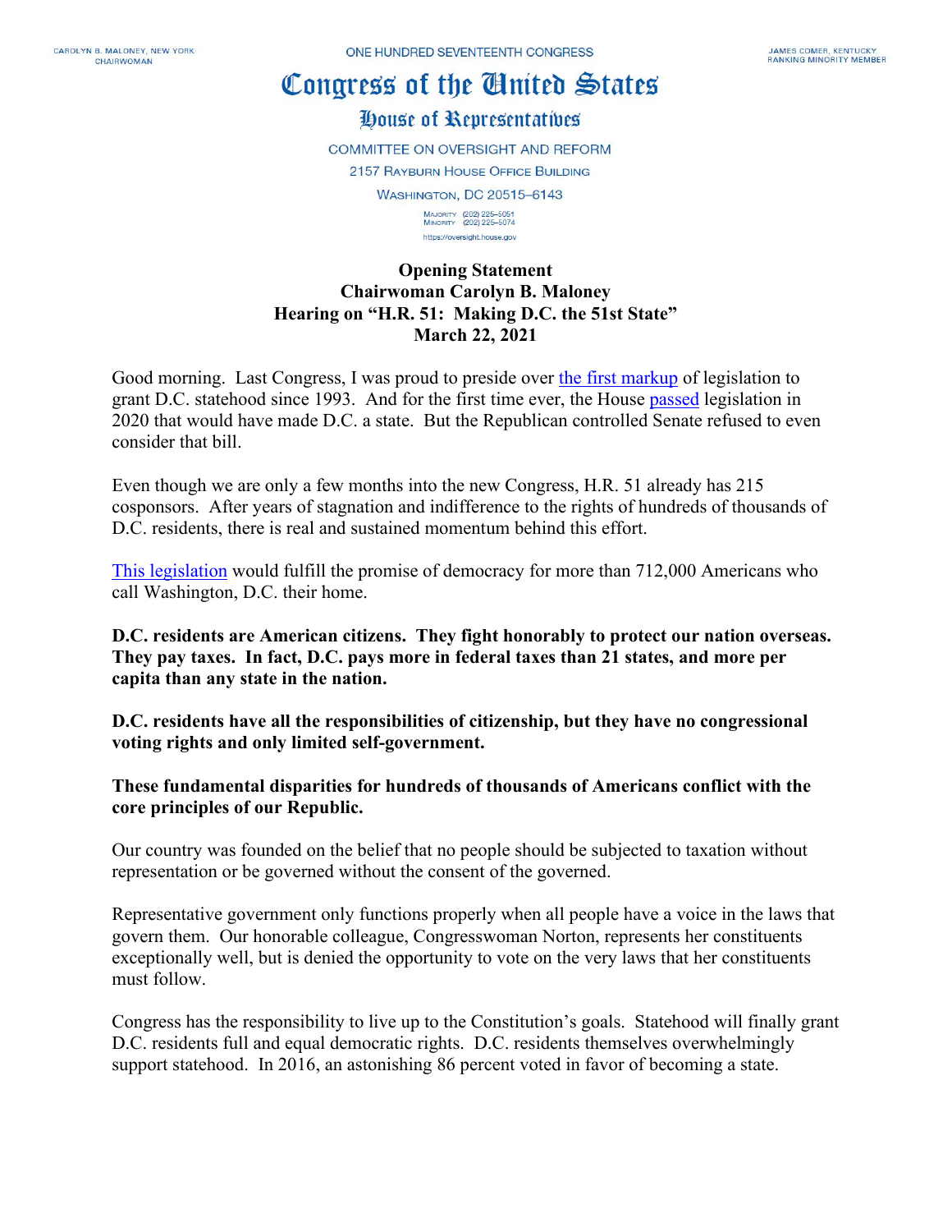CAROLYN B. MALONEY, NEW YORK
CHAIRWOMAN

ONE HUNDRED SEVENTEENTH CONGRESS

JAMES COMER, KENTUCKY
RANKING MINORITY MEMBER

# Congress of the United States

## House of Representatives

COMMITTEE ON OVERSIGHT AND REFORM
2157 RAYBURN HOUSE OFFICE BUILDING
WASHINGTON, DC 20515–6143

MAJORITY (202) 225–5051
MINORITY (202) 225–5074
https://oversight.house.gov

**Opening Statement**
**Chairwoman Carolyn B. Maloney**
**Hearing on "H.R. 51: Making D.C. the 51st State"**
**March 22, 2021**

Good morning. Last Congress, I was proud to preside over the first markup of legislation to grant D.C. statehood since 1993. And for the first time ever, the House passed legislation in 2020 that would have made D.C. a state. But the Republican controlled Senate refused to even consider that bill.

Even though we are only a few months into the new Congress, H.R. 51 already has 215 cosponsors. After years of stagnation and indifference to the rights of hundreds of thousands of D.C. residents, there is real and sustained momentum behind this effort.

This legislation would fulfill the promise of democracy for more than 712,000 Americans who call Washington, D.C. their home.

**D.C. residents are American citizens. They fight honorably to protect our nation overseas. They pay taxes. In fact, D.C. pays more in federal taxes than 21 states, and more per capita than any state in the nation.**

**D.C. residents have all the responsibilities of citizenship, but they have no congressional voting rights and only limited self-government.**

**These fundamental disparities for hundreds of thousands of Americans conflict with the core principles of our Republic.**

Our country was founded on the belief that no people should be subjected to taxation without representation or be governed without the consent of the governed.

Representative government only functions properly when all people have a voice in the laws that govern them. Our honorable colleague, Congresswoman Norton, represents her constituents exceptionally well, but is denied the opportunity to vote on the very laws that her constituents must follow.

Congress has the responsibility to live up to the Constitution's goals. Statehood will finally grant D.C. residents full and equal democratic rights. D.C. residents themselves overwhelmingly support statehood. In 2016, an astonishing 86 percent voted in favor of becoming a state.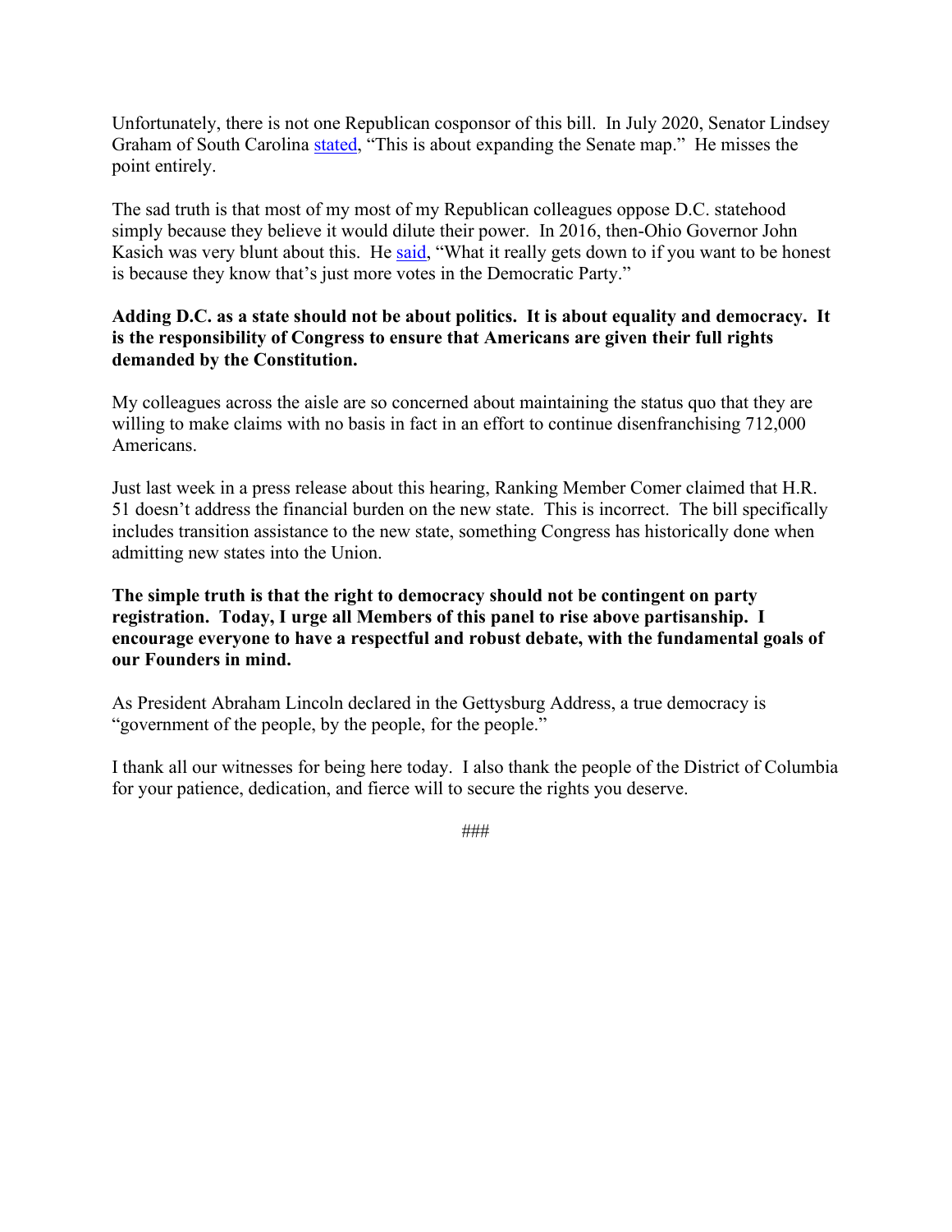Unfortunately, there is not one Republican cosponsor of this bill. In July 2020, Senator Lindsey Graham of South Carolina stated, "This is about expanding the Senate map." He misses the point entirely.

The sad truth is that most of my most of my Republican colleagues oppose D.C. statehood simply because they believe it would dilute their power. In 2016, then-Ohio Governor John Kasich was very blunt about this. He said, "What it really gets down to if you want to be honest is because they know that's just more votes in the Democratic Party."

**Adding D.C. as a state should not be about politics. It is about equality and democracy. It is the responsibility of Congress to ensure that Americans are given their full rights demanded by the Constitution.**

My colleagues across the aisle are so concerned about maintaining the status quo that they are willing to make claims with no basis in fact in an effort to continue disenfranchising 712,000 Americans.

Just last week in a press release about this hearing, Ranking Member Comer claimed that H.R. 51 doesn't address the financial burden on the new state. This is incorrect. The bill specifically includes transition assistance to the new state, something Congress has historically done when admitting new states into the Union.

**The simple truth is that the right to democracy should not be contingent on party registration. Today, I urge all Members of this panel to rise above partisanship. I encourage everyone to have a respectful and robust debate, with the fundamental goals of our Founders in mind.**

As President Abraham Lincoln declared in the Gettysburg Address, a true democracy is "government of the people, by the people, for the people."

I thank all our witnesses for being here today. I also thank the people of the District of Columbia for your patience, dedication, and fierce will to secure the rights you deserve.

###